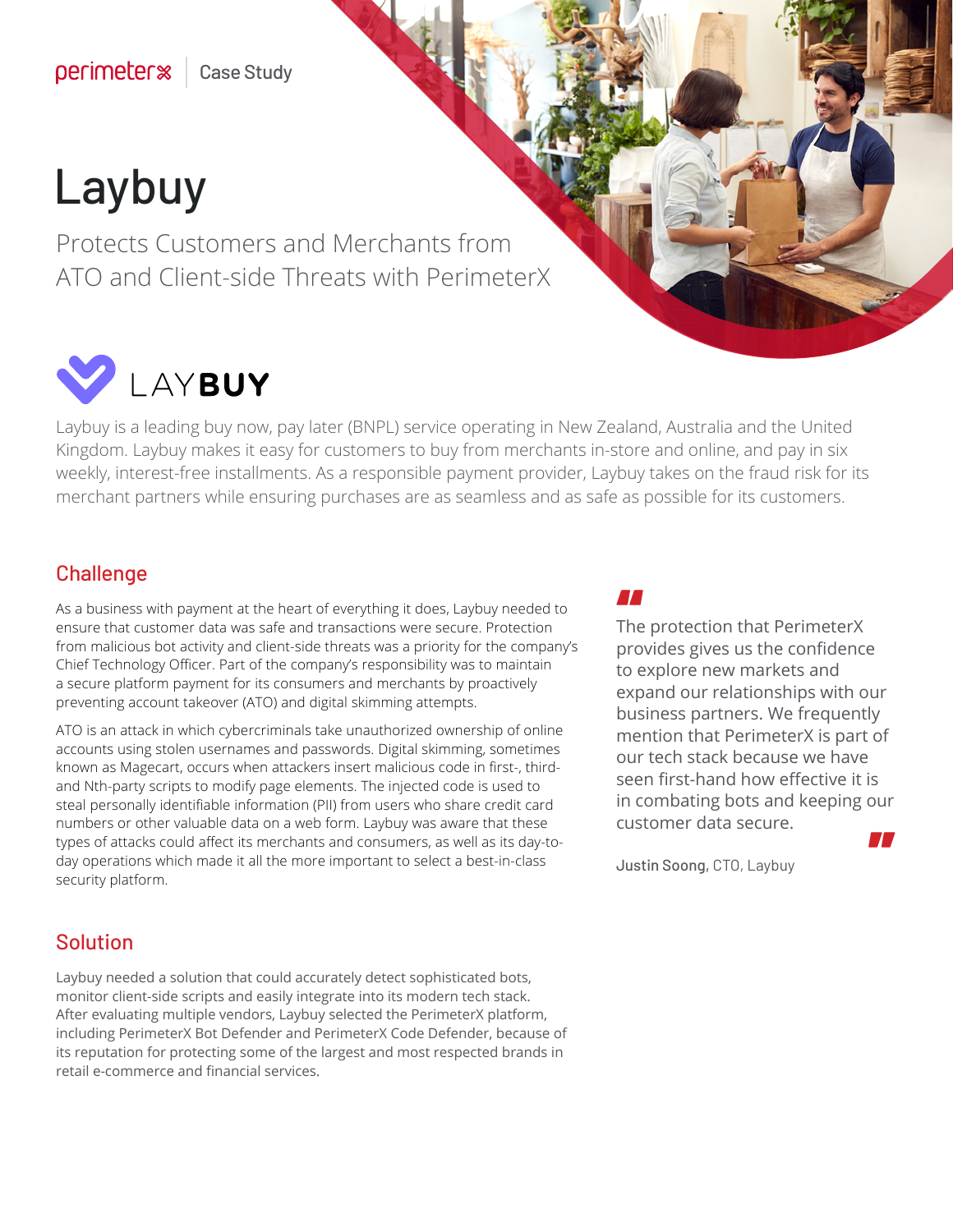perimeterx | Case Study

# Laybuy

Protects Customers and Merchants from ATO and Client-side Threats with PerimeterX

LAYBUY

Laybuy is a leading buy now, pay later (BNPL) service operating in New Zealand, Australia and the United Kingdom. Laybuy makes it easy for customers to buy from merchants in-store and online, and pay in six weekly, interest-free installments. As a responsible payment provider, Laybuy takes on the fraud risk for its merchant partners while ensuring purchases are as seamless and as safe as possible for its customers.

## Challenge

As a business with payment at the heart of everything it does, Laybuy needed to ensure that customer data was safe and transactions were secure. Protection from malicious bot activity and client-side threats was a priority for the company's Chief Technology Officer. Part of the company's responsibility was to maintain a secure platform payment for its consumers and merchants by proactively preventing account takeover (ATO) and digital skimming attempts.

ATO is an attack in which cybercriminals take unauthorized ownership of online accounts using stolen usernames and passwords. Digital skimming, sometimes known as Magecart, occurs when attackers insert malicious code in first-, third- and Nth-party scripts to modify page elements. The injected code is used to steal personally identifiable information (PII) from users who share credit card numbers or other valuable data on a web form. Laybuy was aware that these types of attacks could affect its merchants and consumers, as well as its day-to-day operations which made it all the more important to select a best-in-class security platform.

> The protection that PerimeterX provides gives us the confidence to explore new markets and expand our relationships with our business partners. We frequently mention that PerimeterX is part of our tech stack because we have seen first-hand how effective it is in combating bots and keeping our customer data secure.
>
> **Justin Soong**, CTO, Laybuy

## Solution

Laybuy needed a solution that could accurately detect sophisticated bots, monitor client-side scripts and easily integrate into its modern tech stack. After evaluating multiple vendors, Laybuy selected the PerimeterX platform, including PerimeterX Bot Defender and PerimeterX Code Defender, because of its reputation for protecting some of the largest and most respected brands in retail e-commerce and financial services.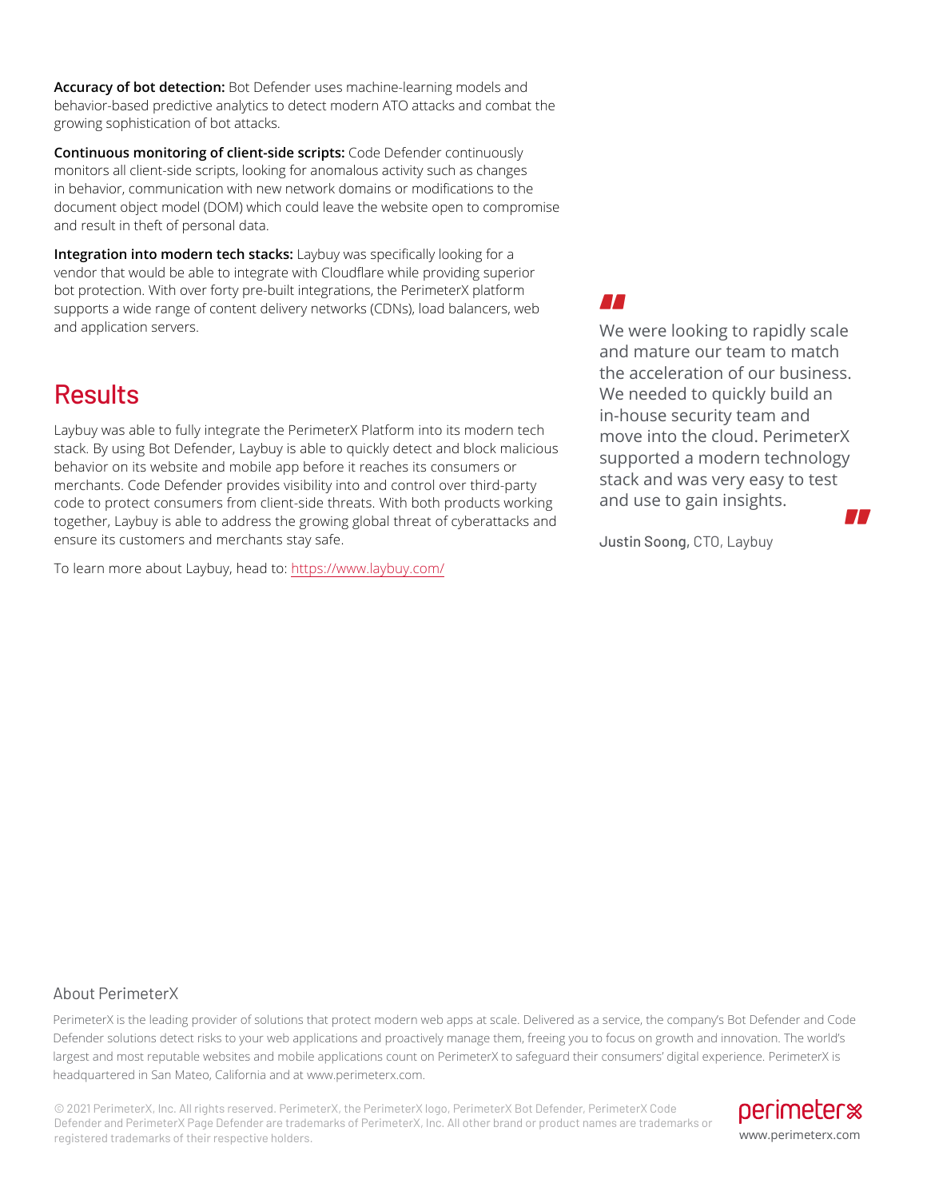**Accuracy of bot detection:** Bot Defender uses machine-learning models and behavior-based predictive analytics to detect modern ATO attacks and combat the growing sophistication of bot attacks.

**Continuous monitoring of client-side scripts:** Code Defender continuously monitors all client-side scripts, looking for anomalous activity such as changes in behavior, communication with new network domains or modifications to the document object model (DOM) which could leave the website open to compromise and result in theft of personal data.

**Integration into modern tech stacks:** Laybuy was specifically looking for a vendor that would be able to integrate with Cloudflare while providing superior bot protection. With over forty pre-built integrations, the PerimeterX platform supports a wide range of content delivery networks (CDNs), load balancers, web and application servers.

## Results

Laybuy was able to fully integrate the PerimeterX Platform into its modern tech stack. By using Bot Defender, Laybuy is able to quickly detect and block malicious behavior on its website and mobile app before it reaches its consumers or merchants. Code Defender provides visibility into and control over third-party code to protect consumers from client-side threats. With both products working together, Laybuy is able to address the growing global threat of cyberattacks and ensure its customers and merchants stay safe.

To learn more about Laybuy, head to: https://www.laybuy.com/

> "We were looking to rapidly scale and mature our team to match the acceleration of our business. We needed to quickly build an in-house security team and move into the cloud. PerimeterX supported a modern technology stack and was very easy to test and use to gain insights."
>
> **Justin Soong,** CTO, Laybuy

### About PerimeterX

PerimeterX is the leading provider of solutions that protect modern web apps at scale. Delivered as a service, the company's Bot Defender and Code Defender solutions detect risks to your web applications and proactively manage them, freeing you to focus on growth and innovation. The world's largest and most reputable websites and mobile applications count on PerimeterX to safeguard their consumers' digital experience. PerimeterX is headquartered in San Mateo, California and at www.perimeterx.com.

© 2021 PerimeterX, Inc. All rights reserved. PerimeterX, the PerimeterX logo, PerimeterX Bot Defender, PerimeterX Code Defender and PerimeterX Page Defender are trademarks of PerimeterX, Inc. All other brand or product names are trademarks or registered trademarks of their respective holders.

perimeterx
www.perimeterx.com